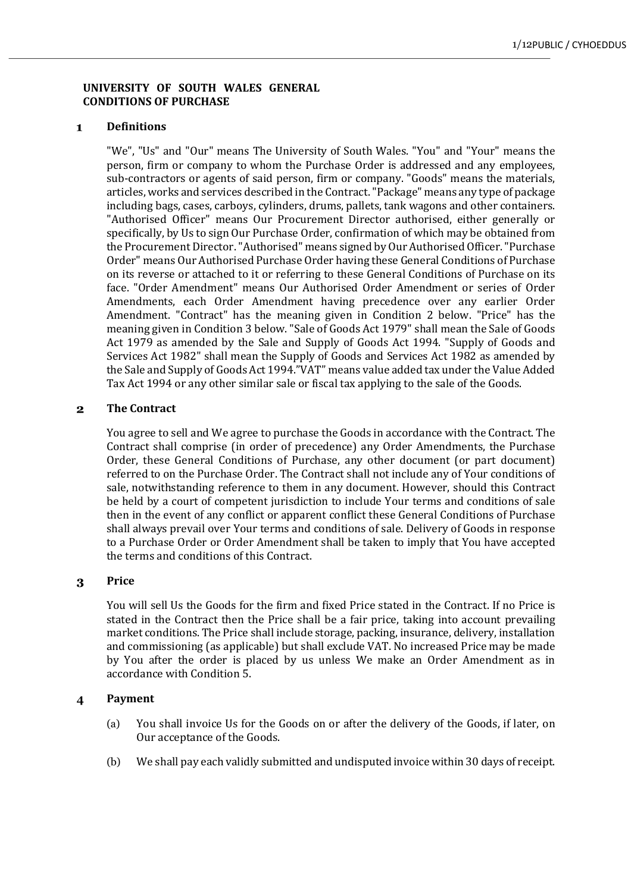# UNIVERSITY OF SOUTH WALES GENERAL CONDITIONS OF PURCHASE

## 1 Definitions

"We", "Us" and "Our" means The University of South Wales. "You" and "Your" means the person, firm or company to whom the Purchase Order is addressed and any employees, sub-contractors or agents of said person, firm or company. "Goods" means the materials, articles, works and services described in the Contract. "Package" means any type of package including bags, cases, carboys, cylinders, drums, pallets, tank wagons and other containers. "Authorised Officer" means Our Procurement Director authorised, either generally or specifically, by Us to sign Our Purchase Order, confirmation of which may be obtained from the Procurement Director. "Authorised" means signed by Our Authorised Officer. "Purchase Order" means Our Authorised Purchase Order having these General Conditions of Purchase on its reverse or attached to it or referring to these General Conditions of Purchase on its face. "Order Amendment" means Our Authorised Order Amendment or series of Order Amendments, each Order Amendment having precedence over any earlier Order Amendment. "Contract" has the meaning given in Condition 2 below. "Price" has the meaning given in Condition 3 below. "Sale of Goods Act 1979" shall mean the Sale of Goods Act 1979 as amended by the Sale and Supply of Goods Act 1994. "Supply of Goods and Services Act 1982" shall mean the Supply of Goods and Services Act 1982 as amended by the Sale and Supply of Goods Act 1994."VAT" means value added tax under the Value Added Tax Act 1994 or any other similar sale or fiscal tax applying to the sale of the Goods.

## 2 The Contract

You agree to sell and We agree to purchase the Goods in accordance with the Contract. The Contract shall comprise (in order of precedence) any Order Amendments, the Purchase Order, these General Conditions of Purchase, any other document (or part document) referred to on the Purchase Order. The Contract shall not include any of Your conditions of sale, notwithstanding reference to them in any document. However, should this Contract be held by a court of competent jurisdiction to include Your terms and conditions of sale then in the event of any conflict or apparent conflict these General Conditions of Purchase shall always prevail over Your terms and conditions of sale. Delivery of Goods in response to a Purchase Order or Order Amendment shall be taken to imply that You have accepted the terms and conditions of this Contract.

## 3 Price

You will sell Us the Goods for the firm and fixed Price stated in the Contract. If no Price is stated in the Contract then the Price shall be a fair price, taking into account prevailing market conditions. The Price shall include storage, packing, insurance, delivery, installation and commissioning (as applicable) but shall exclude VAT. No increased Price may be made by You after the order is placed by us unless We make an Order Amendment as in accordance with Condition 5.

## 4 Payment

(a) You shall invoice Us for the Goods on or after the delivery of the Goods, if later, on Our acceptance of the Goods.

(b) We shall pay each validly submitted and undisputed invoice within 30 days of receipt.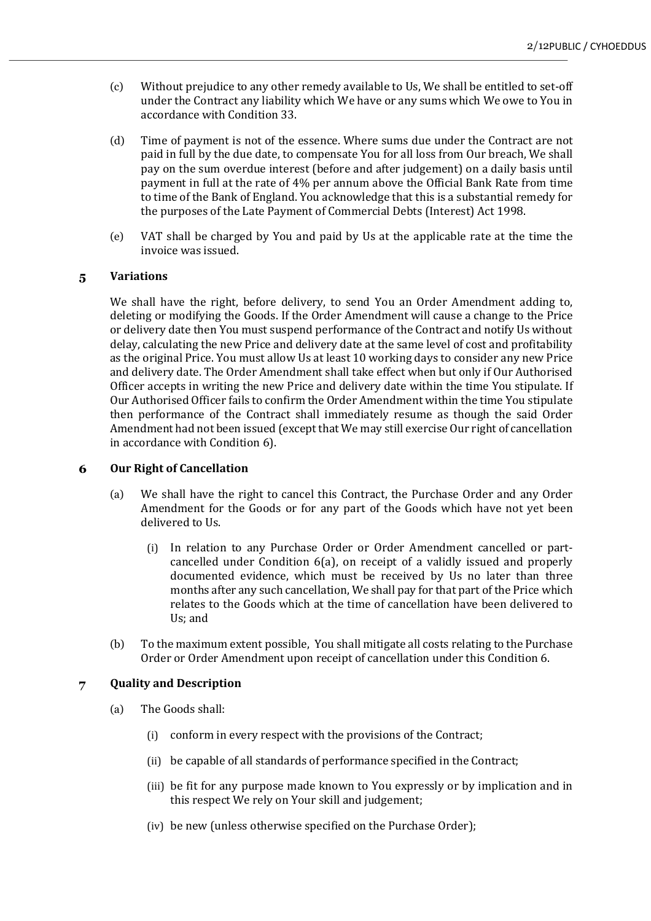(c) Without prejudice to any other remedy available to Us, We shall be entitled to set-off under the Contract any liability which We have or any sums which We owe to You in accordance with Condition 33.

(d) Time of payment is not of the essence. Where sums due under the Contract are not paid in full by the due date, to compensate You for all loss from Our breach, We shall pay on the sum overdue interest (before and after judgement) on a daily basis until payment in full at the rate of 4% per annum above the Official Bank Rate from time to time of the Bank of England. You acknowledge that this is a substantial remedy for the purposes of the Late Payment of Commercial Debts (Interest) Act 1998.

(e) VAT shall be charged by You and paid by Us at the applicable rate at the time the invoice was issued.

## 5 Variations

We shall have the right, before delivery, to send You an Order Amendment adding to, deleting or modifying the Goods. If the Order Amendment will cause a change to the Price or delivery date then You must suspend performance of the Contract and notify Us without delay, calculating the new Price and delivery date at the same level of cost and profitability as the original Price. You must allow Us at least 10 working days to consider any new Price and delivery date. The Order Amendment shall take effect when but only if Our Authorised Officer accepts in writing the new Price and delivery date within the time You stipulate. If Our Authorised Officer fails to confirm the Order Amendment within the time You stipulate then performance of the Contract shall immediately resume as though the said Order Amendment had not been issued (except that We may still exercise Our right of cancellation in accordance with Condition 6).

## 6 Our Right of Cancellation

(a) We shall have the right to cancel this Contract, the Purchase Order and any Order Amendment for the Goods or for any part of the Goods which have not yet been delivered to Us.

 (i) In relation to any Purchase Order or Order Amendment cancelled or part-cancelled under Condition 6(a), on receipt of a validly issued and properly documented evidence, which must be received by Us no later than three months after any such cancellation, We shall pay for that part of the Price which relates to the Goods which at the time of cancellation have been delivered to Us; and

(b) To the maximum extent possible, You shall mitigate all costs relating to the Purchase Order or Order Amendment upon receipt of cancellation under this Condition 6.

## 7 Quality and Description

(a) The Goods shall:

 (i) conform in every respect with the provisions of the Contract;

 (ii) be capable of all standards of performance specified in the Contract;

 (iii) be fit for any purpose made known to You expressly or by implication and in this respect We rely on Your skill and judgement;

 (iv) be new (unless otherwise specified on the Purchase Order);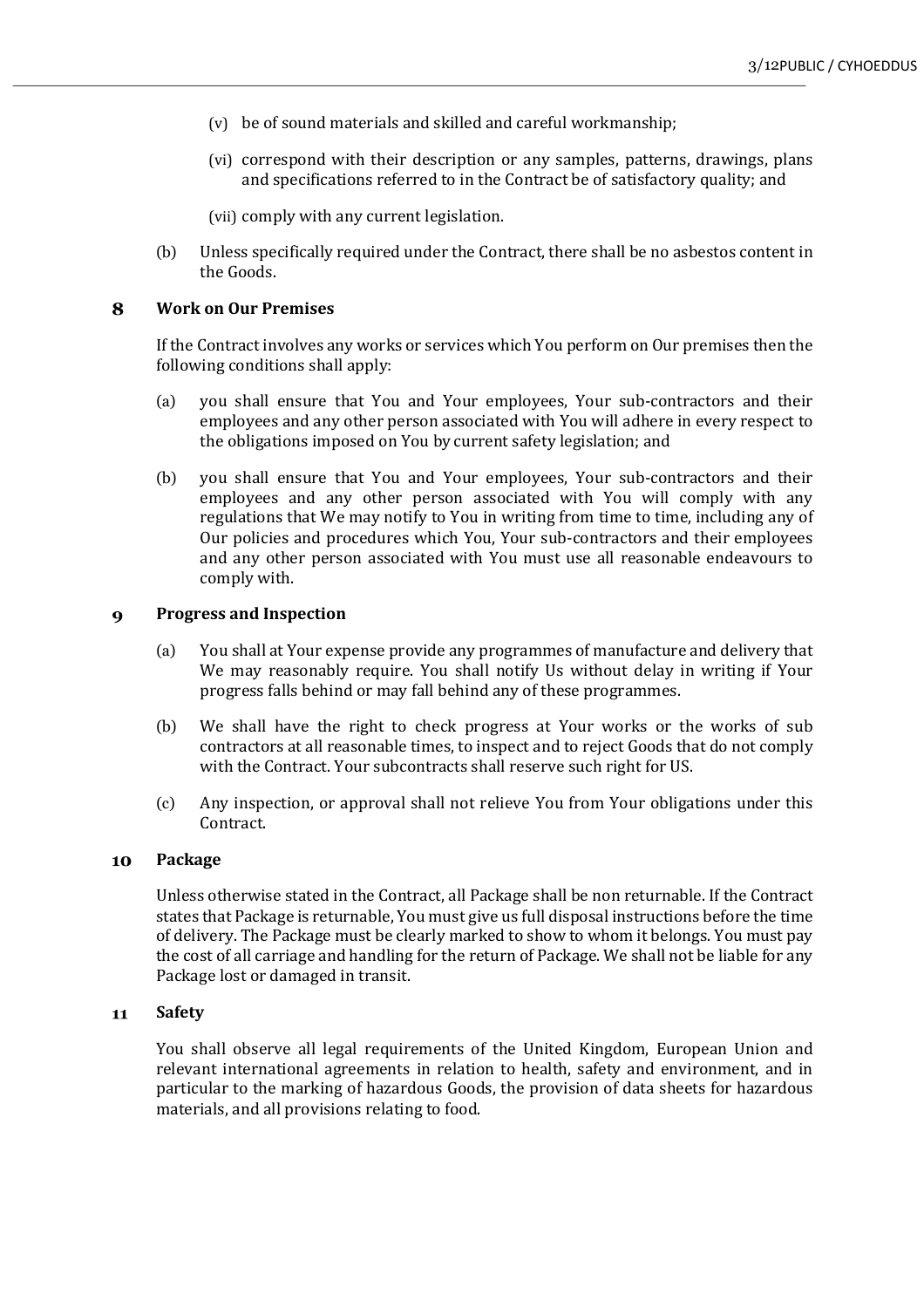(v) be of sound materials and skilled and careful workmanship;

(vi) correspond with their description or any samples, patterns, drawings, plans and specifications referred to in the Contract be of satisfactory quality; and

(vii) comply with any current legislation.

(b) Unless specifically required under the Contract, there shall be no asbestos content in the Goods.

## 8 Work on Our Premises

If the Contract involves any works or services which You perform on Our premises then the following conditions shall apply:

(a) you shall ensure that You and Your employees, Your sub-contractors and their employees and any other person associated with You will adhere in every respect to the obligations imposed on You by current safety legislation; and

(b) you shall ensure that You and Your employees, Your sub-contractors and their employees and any other person associated with You will comply with any regulations that We may notify to You in writing from time to time, including any of Our policies and procedures which You, Your sub-contractors and their employees and any other person associated with You must use all reasonable endeavours to comply with.

## 9 Progress and Inspection

(a) You shall at Your expense provide any programmes of manufacture and delivery that We may reasonably require. You shall notify Us without delay in writing if Your progress falls behind or may fall behind any of these programmes.

(b) We shall have the right to check progress at Your works or the works of sub contractors at all reasonable times, to inspect and to reject Goods that do not comply with the Contract. Your subcontracts shall reserve such right for US.

(c) Any inspection, or approval shall not relieve You from Your obligations under this Contract.

## 10 Package

Unless otherwise stated in the Contract, all Package shall be non returnable. If the Contract states that Package is returnable, You must give us full disposal instructions before the time of delivery. The Package must be clearly marked to show to whom it belongs. You must pay the cost of all carriage and handling for the return of Package. We shall not be liable for any Package lost or damaged in transit.

## 11 Safety

You shall observe all legal requirements of the United Kingdom, European Union and relevant international agreements in relation to health, safety and environment, and in particular to the marking of hazardous Goods, the provision of data sheets for hazardous materials, and all provisions relating to food.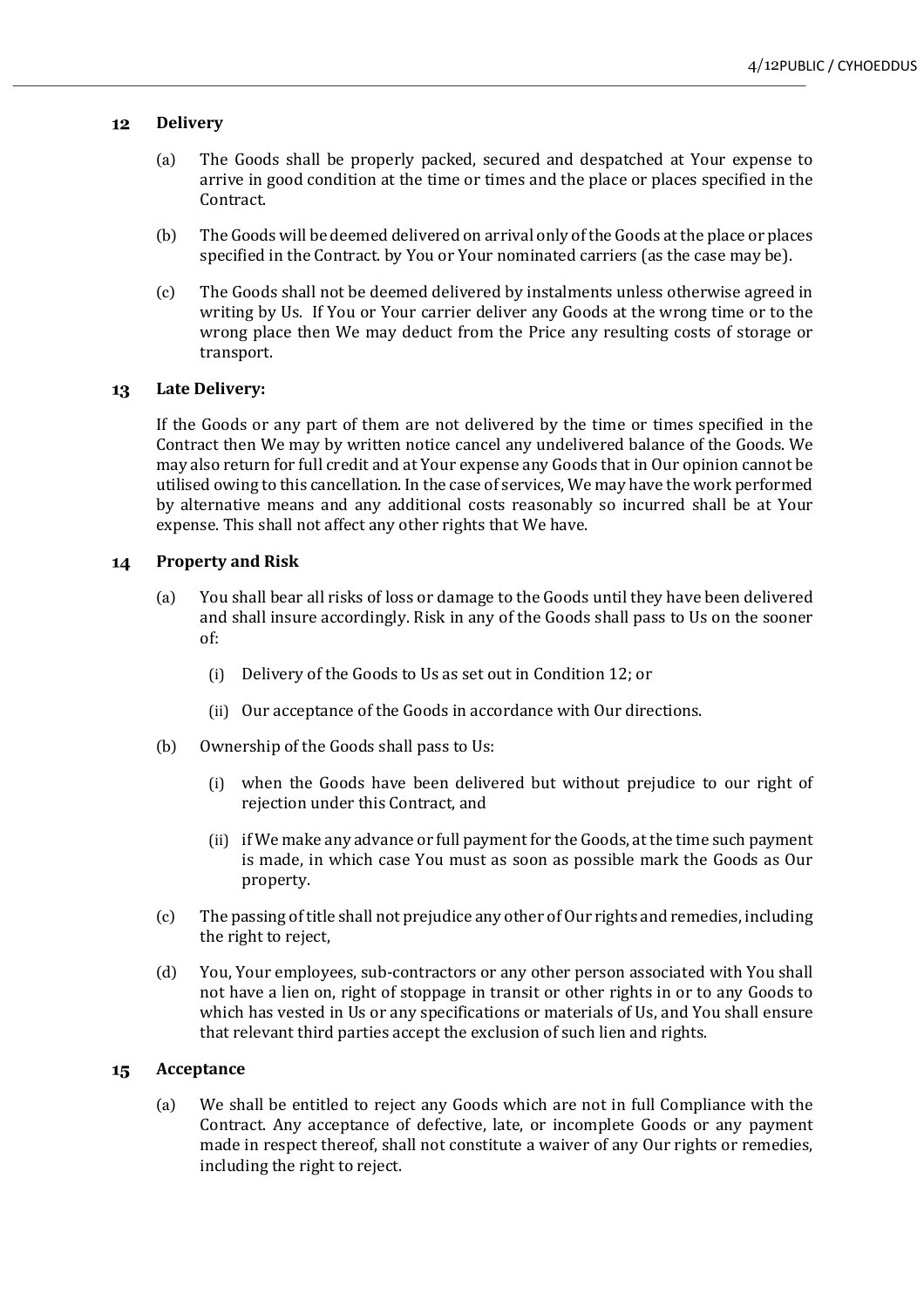## 12 Delivery

(a) The Goods shall be properly packed, secured and despatched at Your expense to arrive in good condition at the time or times and the place or places specified in the Contract.

(b) The Goods will be deemed delivered on arrival only of the Goods at the place or places specified in the Contract. by You or Your nominated carriers (as the case may be).

(c) The Goods shall not be deemed delivered by instalments unless otherwise agreed in writing by Us. If You or Your carrier deliver any Goods at the wrong time or to the wrong place then We may deduct from the Price any resulting costs of storage or transport.

## 13 Late Delivery:

If the Goods or any part of them are not delivered by the time or times specified in the Contract then We may by written notice cancel any undelivered balance of the Goods. We may also return for full credit and at Your expense any Goods that in Our opinion cannot be utilised owing to this cancellation. In the case of services, We may have the work performed by alternative means and any additional costs reasonably so incurred shall be at Your expense. This shall not affect any other rights that We have.

## 14 Property and Risk

(a) You shall bear all risks of loss or damage to the Goods until they have been delivered and shall insure accordingly. Risk in any of the Goods shall pass to Us on the sooner of:

 (i) Delivery of the Goods to Us as set out in Condition 12; or

 (ii) Our acceptance of the Goods in accordance with Our directions.

(b) Ownership of the Goods shall pass to Us:

 (i) when the Goods have been delivered but without prejudice to our right of rejection under this Contract, and

 (ii) if We make any advance or full payment for the Goods, at the time such payment is made, in which case You must as soon as possible mark the Goods as Our property.

(c) The passing of title shall not prejudice any other of Our rights and remedies, including the right to reject,

(d) You, Your employees, sub-contractors or any other person associated with You shall not have a lien on, right of stoppage in transit or other rights in or to any Goods to which has vested in Us or any specifications or materials of Us, and You shall ensure that relevant third parties accept the exclusion of such lien and rights.

## 15 Acceptance

(a) We shall be entitled to reject any Goods which are not in full Compliance with the Contract. Any acceptance of defective, late, or incomplete Goods or any payment made in respect thereof, shall not constitute a waiver of any Our rights or remedies, including the right to reject.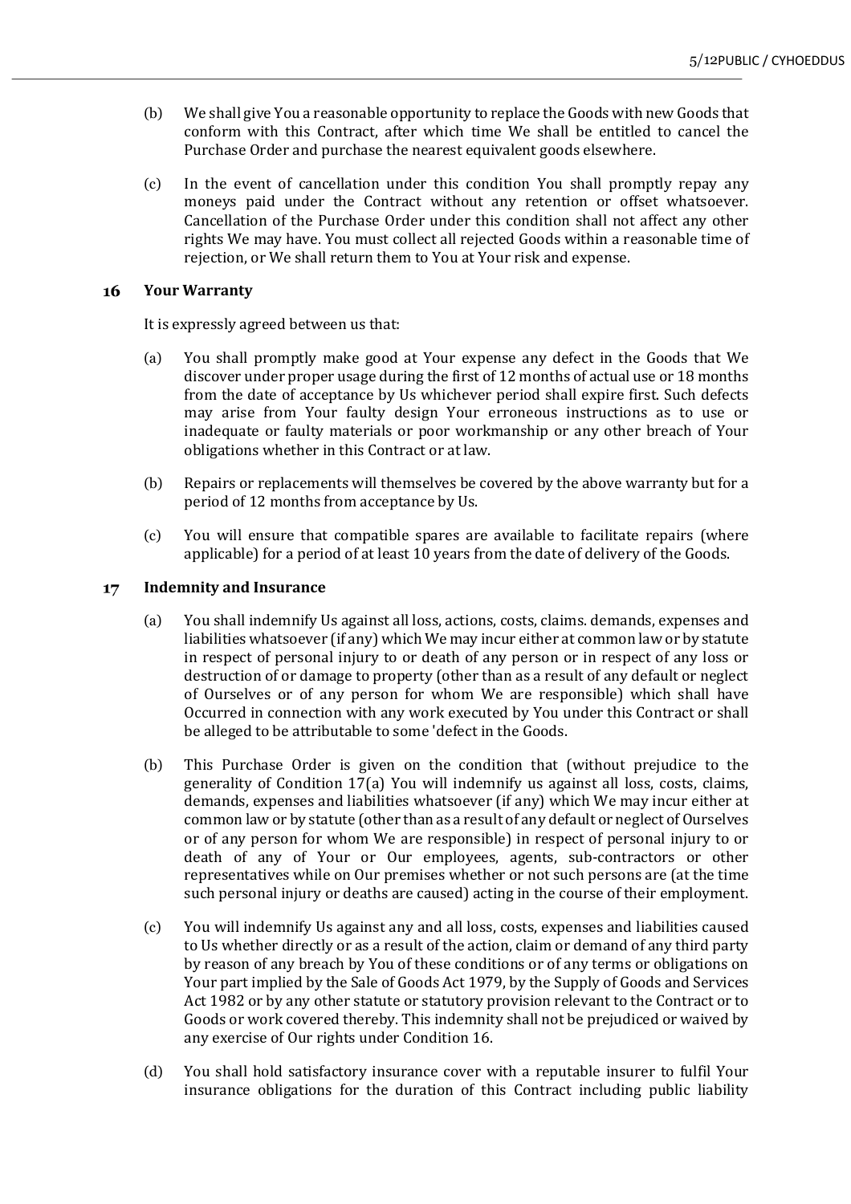(b) We shall give You a reasonable opportunity to replace the Goods with new Goods that conform with this Contract, after which time We shall be entitled to cancel the Purchase Order and purchase the nearest equivalent goods elsewhere.

(c) In the event of cancellation under this condition You shall promptly repay any moneys paid under the Contract without any retention or offset whatsoever. Cancellation of the Purchase Order under this condition shall not affect any other rights We may have. You must collect all rejected Goods within a reasonable time of rejection, or We shall return them to You at Your risk and expense.

## 16 Your Warranty

It is expressly agreed between us that:

(a) You shall promptly make good at Your expense any defect in the Goods that We discover under proper usage during the first of 12 months of actual use or 18 months from the date of acceptance by Us whichever period shall expire first. Such defects may arise from Your faulty design Your erroneous instructions as to use or inadequate or faulty materials or poor workmanship or any other breach of Your obligations whether in this Contract or at law.

(b) Repairs or replacements will themselves be covered by the above warranty but for a period of 12 months from acceptance by Us.

(c) You will ensure that compatible spares are available to facilitate repairs (where applicable) for a period of at least 10 years from the date of delivery of the Goods.

## 17 Indemnity and Insurance

(a) You shall indemnify Us against all loss, actions, costs, claims. demands, expenses and liabilities whatsoever (if any) which We may incur either at common law or by statute in respect of personal injury to or death of any person or in respect of any loss or destruction of or damage to property (other than as a result of any default or neglect of Ourselves or of any person for whom We are responsible) which shall have Occurred in connection with any work executed by You under this Contract or shall be alleged to be attributable to some 'defect in the Goods.

(b) This Purchase Order is given on the condition that (without prejudice to the generality of Condition 17(a) You will indemnify us against all loss, costs, claims, demands, expenses and liabilities whatsoever (if any) which We may incur either at common law or by statute (other than as a result of any default or neglect of Ourselves or of any person for whom We are responsible) in respect of personal injury to or death of any of Your or Our employees, agents, sub-contractors or other representatives while on Our premises whether or not such persons are (at the time such personal injury or deaths are caused) acting in the course of their employment.

(c) You will indemnify Us against any and all loss, costs, expenses and liabilities caused to Us whether directly or as a result of the action, claim or demand of any third party by reason of any breach by You of these conditions or of any terms or obligations on Your part implied by the Sale of Goods Act 1979, by the Supply of Goods and Services Act 1982 or by any other statute or statutory provision relevant to the Contract or to Goods or work covered thereby. This indemnity shall not be prejudiced or waived by any exercise of Our rights under Condition 16.

(d) You shall hold satisfactory insurance cover with a reputable insurer to fulfil Your insurance obligations for the duration of this Contract including public liability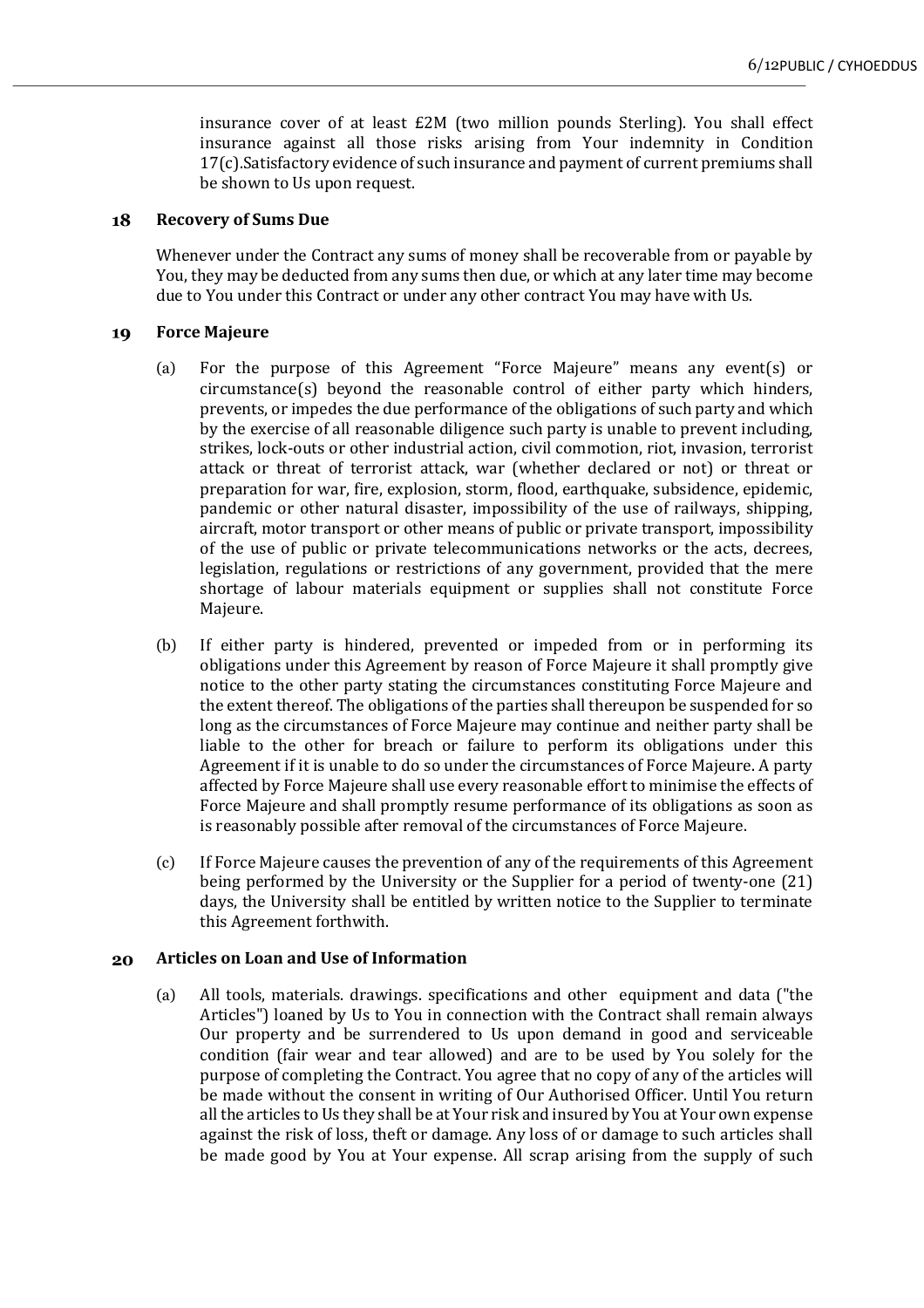insurance cover of at least £2M (two million pounds Sterling). You shall effect insurance against all those risks arising from Your indemnity in Condition 17(c).Satisfactory evidence of such insurance and payment of current premiums shall be shown to Us upon request.

## 18 Recovery of Sums Due

Whenever under the Contract any sums of money shall be recoverable from or payable by You, they may be deducted from any sums then due, or which at any later time may become due to You under this Contract or under any other contract You may have with Us.

## 19 Force Majeure

(a) For the purpose of this Agreement "Force Majeure" means any event(s) or circumstance(s) beyond the reasonable control of either party which hinders, prevents, or impedes the due performance of the obligations of such party and which by the exercise of all reasonable diligence such party is unable to prevent including, strikes, lock-outs or other industrial action, civil commotion, riot, invasion, terrorist attack or threat of terrorist attack, war (whether declared or not) or threat or preparation for war, fire, explosion, storm, flood, earthquake, subsidence, epidemic, pandemic or other natural disaster, impossibility of the use of railways, shipping, aircraft, motor transport or other means of public or private transport, impossibility of the use of public or private telecommunications networks or the acts, decrees, legislation, regulations or restrictions of any government, provided that the mere shortage of labour materials equipment or supplies shall not constitute Force Majeure.

(b) If either party is hindered, prevented or impeded from or in performing its obligations under this Agreement by reason of Force Majeure it shall promptly give notice to the other party stating the circumstances constituting Force Majeure and the extent thereof. The obligations of the parties shall thereupon be suspended for so long as the circumstances of Force Majeure may continue and neither party shall be liable to the other for breach or failure to perform its obligations under this Agreement if it is unable to do so under the circumstances of Force Majeure. A party affected by Force Majeure shall use every reasonable effort to minimise the effects of Force Majeure and shall promptly resume performance of its obligations as soon as is reasonably possible after removal of the circumstances of Force Majeure.

(c) If Force Majeure causes the prevention of any of the requirements of this Agreement being performed by the University or the Supplier for a period of twenty-one (21) days, the University shall be entitled by written notice to the Supplier to terminate this Agreement forthwith.

## 20 Articles on Loan and Use of Information

(a) All tools, materials. drawings. specifications and other equipment and data ("the Articles") loaned by Us to You in connection with the Contract shall remain always Our property and be surrendered to Us upon demand in good and serviceable condition (fair wear and tear allowed) and are to be used by You solely for the purpose of completing the Contract. You agree that no copy of any of the articles will be made without the consent in writing of Our Authorised Officer. Until You return all the articles to Us they shall be at Your risk and insured by You at Your own expense against the risk of loss, theft or damage. Any loss of or damage to such articles shall be made good by You at Your expense. All scrap arising from the supply of such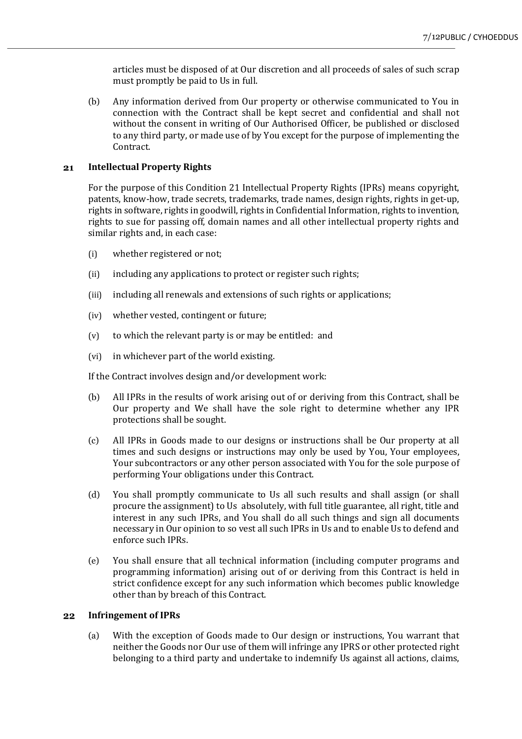articles must be disposed of at Our discretion and all proceeds of sales of such scrap must promptly be paid to Us in full.

(b) Any information derived from Our property or otherwise communicated to You in connection with the Contract shall be kept secret and confidential and shall not without the consent in writing of Our Authorised Officer, be published or disclosed to any third party, or made use of by You except for the purpose of implementing the Contract.

## 21 Intellectual Property Rights

For the purpose of this Condition 21 Intellectual Property Rights (IPRs) means copyright, patents, know-how, trade secrets, trademarks, trade names, design rights, rights in get-up, rights in software, rights in goodwill, rights in Confidential Information, rights to invention, rights to sue for passing off, domain names and all other intellectual property rights and similar rights and, in each case:

(i) whether registered or not;

(ii) including any applications to protect or register such rights;

(iii) including all renewals and extensions of such rights or applications;

(iv) whether vested, contingent or future;

(v) to which the relevant party is or may be entitled: and

(vi) in whichever part of the world existing.

If the Contract involves design and/or development work:

(b) All IPRs in the results of work arising out of or deriving from this Contract, shall be Our property and We shall have the sole right to determine whether any IPR protections shall be sought.

(c) All IPRs in Goods made to our designs or instructions shall be Our property at all times and such designs or instructions may only be used by You, Your employees, Your subcontractors or any other person associated with You for the sole purpose of performing Your obligations under this Contract.

(d) You shall promptly communicate to Us all such results and shall assign (or shall procure the assignment) to Us absolutely, with full title guarantee, all right, title and interest in any such IPRs, and You shall do all such things and sign all documents necessary in Our opinion to so vest all such IPRs in Us and to enable Us to defend and enforce such IPRs.

(e) You shall ensure that all technical information (including computer programs and programming information) arising out of or deriving from this Contract is held in strict confidence except for any such information which becomes public knowledge other than by breach of this Contract.

## 22 Infringement of IPRs

(a) With the exception of Goods made to Our design or instructions, You warrant that neither the Goods nor Our use of them will infringe any IPRS or other protected right belonging to a third party and undertake to indemnify Us against all actions, claims,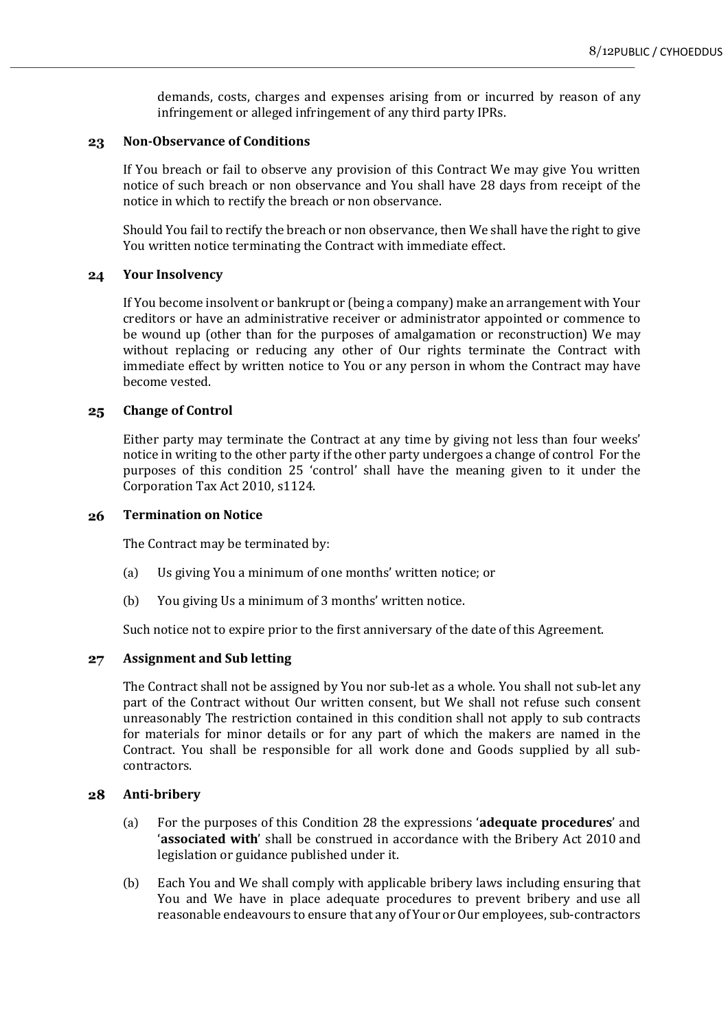demands, costs, charges and expenses arising from or incurred by reason of any infringement or alleged infringement of any third party IPRs.

## 23 Non-Observance of Conditions

If You breach or fail to observe any provision of this Contract We may give You written notice of such breach or non observance and You shall have 28 days from receipt of the notice in which to rectify the breach or non observance.

Should You fail to rectify the breach or non observance, then We shall have the right to give You written notice terminating the Contract with immediate effect.

## 24 Your Insolvency

If You become insolvent or bankrupt or (being a company) make an arrangement with Your creditors or have an administrative receiver or administrator appointed or commence to be wound up (other than for the purposes of amalgamation or reconstruction) We may without replacing or reducing any other of Our rights terminate the Contract with immediate effect by written notice to You or any person in whom the Contract may have become vested.

## 25 Change of Control

Either party may terminate the Contract at any time by giving not less than four weeks' notice in writing to the other party if the other party undergoes a change of control For the purposes of this condition 25 'control' shall have the meaning given to it under the Corporation Tax Act 2010, s1124.

## 26 Termination on Notice

The Contract may be terminated by:

(a) Us giving You a minimum of one months' written notice; or

(b) You giving Us a minimum of 3 months' written notice.

Such notice not to expire prior to the first anniversary of the date of this Agreement.

## 27 Assignment and Sub letting

The Contract shall not be assigned by You nor sub-let as a whole. You shall not sub-let any part of the Contract without Our written consent, but We shall not refuse such consent unreasonably The restriction contained in this condition shall not apply to sub contracts for materials for minor details or for any part of which the makers are named in the Contract. You shall be responsible for all work done and Goods supplied by all sub-contractors.

## 28 Anti-bribery

(a) For the purposes of this Condition 28 the expressions '**adequate procedures**' and '**associated with**' shall be construed in accordance with the Bribery Act 2010 and legislation or guidance published under it.

(b) Each You and We shall comply with applicable bribery laws including ensuring that You and We have in place adequate procedures to prevent bribery and use all reasonable endeavours to ensure that any of Your or Our employees, sub-contractors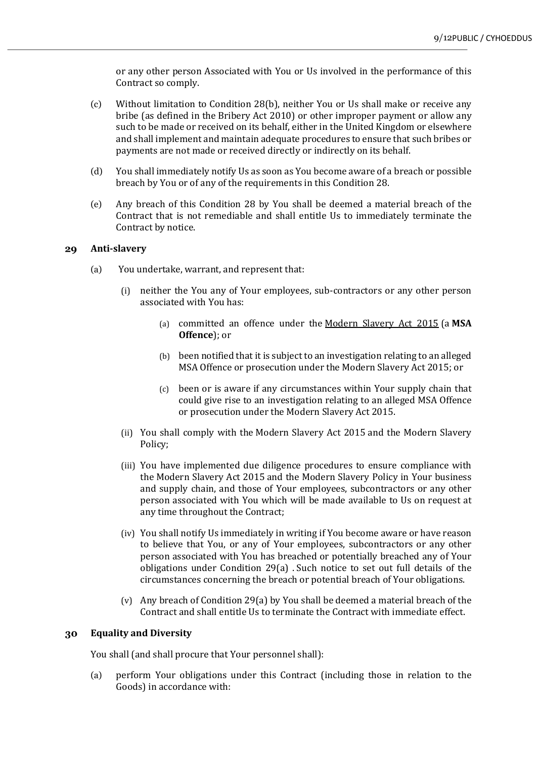or any other person Associated with You or Us involved in the performance of this Contract so comply.

(c) Without limitation to Condition 28(b), neither You or Us shall make or receive any bribe (as defined in the Bribery Act 2010) or other improper payment or allow any such to be made or received on its behalf, either in the United Kingdom or elsewhere and shall implement and maintain adequate procedures to ensure that such bribes or payments are not made or received directly or indirectly on its behalf.

(d) You shall immediately notify Us as soon as You become aware of a breach or possible breach by You or of any of the requirements in this Condition 28.

(e) Any breach of this Condition 28 by You shall be deemed a material breach of the Contract that is not remediable and shall entitle Us to immediately terminate the Contract by notice.

## 29 Anti-slavery

(a) You undertake, warrant, and represent that:

(i) neither the You any of Your employees, sub-contractors or any other person associated with You has:

(a) committed an offence under the Modern Slavery Act 2015 (a **MSA Offence**); or

(b) been notified that it is subject to an investigation relating to an alleged MSA Offence or prosecution under the Modern Slavery Act 2015; or

(c) been or is aware if any circumstances within Your supply chain that could give rise to an investigation relating to an alleged MSA Offence or prosecution under the Modern Slavery Act 2015.

(ii) You shall comply with the Modern Slavery Act 2015 and the Modern Slavery Policy;

(iii) You have implemented due diligence procedures to ensure compliance with the Modern Slavery Act 2015 and the Modern Slavery Policy in Your business and supply chain, and those of Your employees, subcontractors or any other person associated with You which will be made available to Us on request at any time throughout the Contract;

(iv) You shall notify Us immediately in writing if You become aware or have reason to believe that You, or any of Your employees, subcontractors or any other person associated with You has breached or potentially breached any of Your obligations under Condition 29(a) . Such notice to set out full details of the circumstances concerning the breach or potential breach of Your obligations.

(v) Any breach of Condition 29(a) by You shall be deemed a material breach of the Contract and shall entitle Us to terminate the Contract with immediate effect.

## 30 Equality and Diversity

You shall (and shall procure that Your personnel shall):

(a) perform Your obligations under this Contract (including those in relation to the Goods) in accordance with: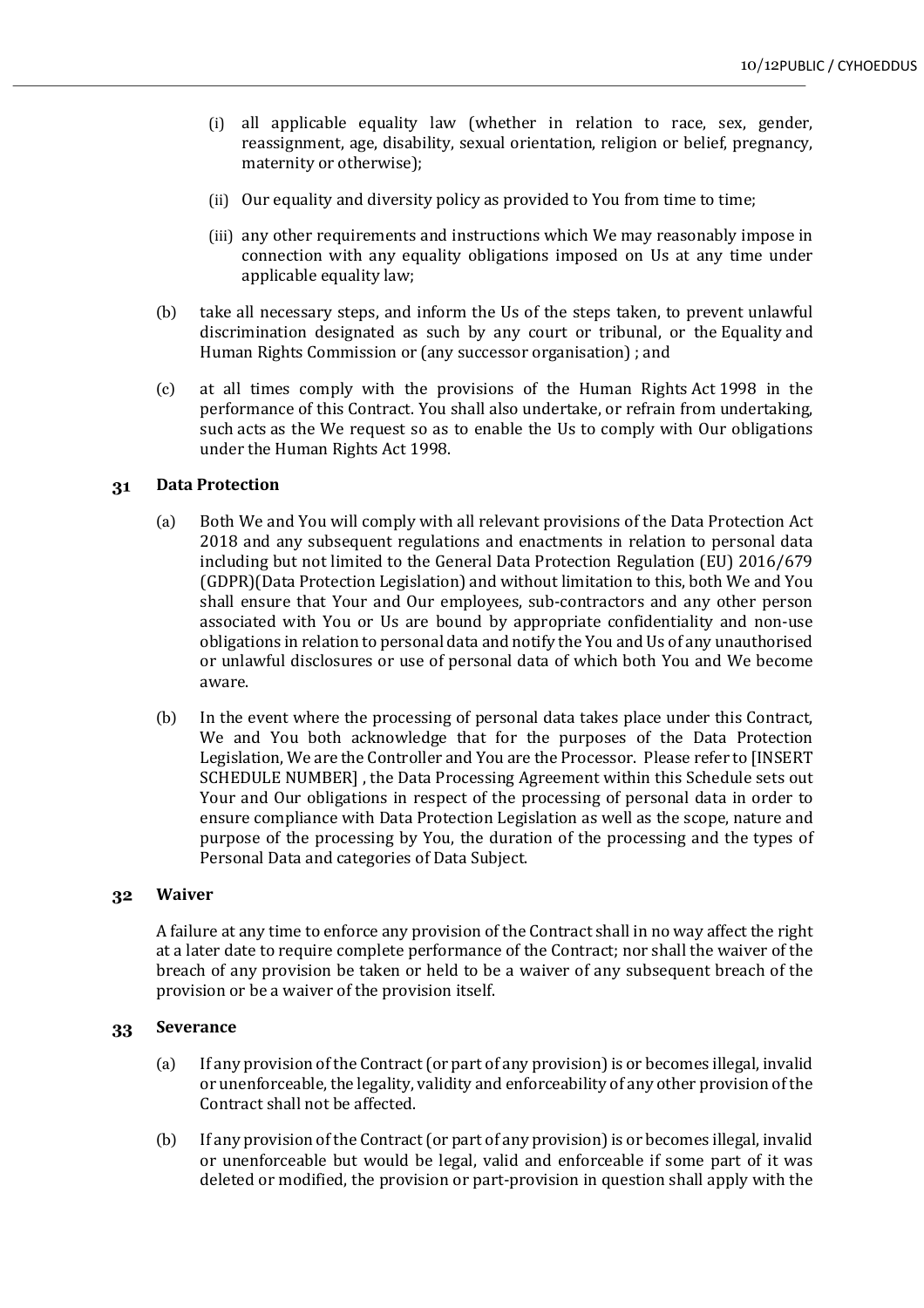(i) all applicable equality law (whether in relation to race, sex, gender, reassignment, age, disability, sexual orientation, religion or belief, pregnancy, maternity or otherwise);

(ii) Our equality and diversity policy as provided to You from time to time;

(iii) any other requirements and instructions which We may reasonably impose in connection with any equality obligations imposed on Us at any time under applicable equality law;

(b) take all necessary steps, and inform the Us of the steps taken, to prevent unlawful discrimination designated as such by any court or tribunal, or the Equality and Human Rights Commission or (any successor organisation) ; and

(c) at all times comply with the provisions of the Human Rights Act 1998 in the performance of this Contract. You shall also undertake, or refrain from undertaking, such acts as the We request so as to enable the Us to comply with Our obligations under the Human Rights Act 1998.

## 31 Data Protection

(a) Both We and You will comply with all relevant provisions of the Data Protection Act 2018 and any subsequent regulations and enactments in relation to personal data including but not limited to the General Data Protection Regulation (EU) 2016/679 (GDPR)(Data Protection Legislation) and without limitation to this, both We and You shall ensure that Your and Our employees, sub-contractors and any other person associated with You or Us are bound by appropriate confidentiality and non-use obligations in relation to personal data and notify the You and Us of any unauthorised or unlawful disclosures or use of personal data of which both You and We become aware.

(b) In the event where the processing of personal data takes place under this Contract, We and You both acknowledge that for the purposes of the Data Protection Legislation, We are the Controller and You are the Processor. Please refer to [INSERT SCHEDULE NUMBER] , the Data Processing Agreement within this Schedule sets out Your and Our obligations in respect of the processing of personal data in order to ensure compliance with Data Protection Legislation as well as the scope, nature and purpose of the processing by You, the duration of the processing and the types of Personal Data and categories of Data Subject.

## 32 Waiver

A failure at any time to enforce any provision of the Contract shall in no way affect the right at a later date to require complete performance of the Contract; nor shall the waiver of the breach of any provision be taken or held to be a waiver of any subsequent breach of the provision or be a waiver of the provision itself.

## 33 Severance

(a) If any provision of the Contract (or part of any provision) is or becomes illegal, invalid or unenforceable, the legality, validity and enforceability of any other provision of the Contract shall not be affected.

(b) If any provision of the Contract (or part of any provision) is or becomes illegal, invalid or unenforceable but would be legal, valid and enforceable if some part of it was deleted or modified, the provision or part-provision in question shall apply with the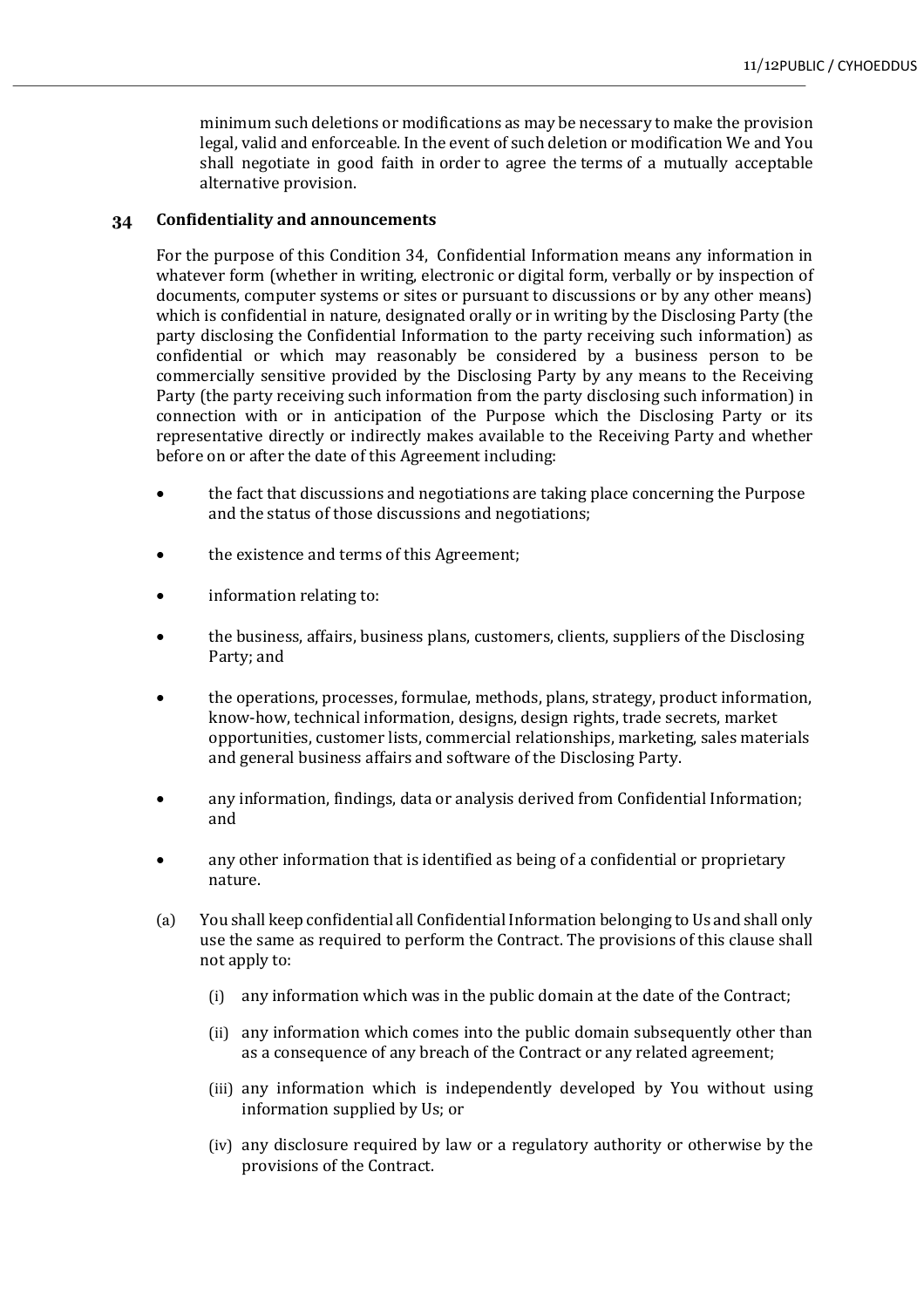minimum such deletions or modifications as may be necessary to make the provision legal, valid and enforceable. In the event of such deletion or modification We and You shall negotiate in good faith in order to agree the terms of a mutually acceptable alternative provision.

## 34 Confidentiality and announcements

For the purpose of this Condition 34, Confidential Information means any information in whatever form (whether in writing, electronic or digital form, verbally or by inspection of documents, computer systems or sites or pursuant to discussions or by any other means) which is confidential in nature, designated orally or in writing by the Disclosing Party (the party disclosing the Confidential Information to the party receiving such information) as confidential or which may reasonably be considered by a business person to be commercially sensitive provided by the Disclosing Party by any means to the Receiving Party (the party receiving such information from the party disclosing such information) in connection with or in anticipation of the Purpose which the Disclosing Party or its representative directly or indirectly makes available to the Receiving Party and whether before on or after the date of this Agreement including:

- the fact that discussions and negotiations are taking place concerning the Purpose and the status of those discussions and negotiations;
- the existence and terms of this Agreement;
- information relating to:
- the business, affairs, business plans, customers, clients, suppliers of the Disclosing Party; and
- the operations, processes, formulae, methods, plans, strategy, product information, know-how, technical information, designs, design rights, trade secrets, market opportunities, customer lists, commercial relationships, marketing, sales materials and general business affairs and software of the Disclosing Party.
- any information, findings, data or analysis derived from Confidential Information; and
- any other information that is identified as being of a confidential or proprietary nature.

(a) You shall keep confidential all Confidential Information belonging to Us and shall only use the same as required to perform the Contract. The provisions of this clause shall not apply to:

   (i) any information which was in the public domain at the date of the Contract;

   (ii) any information which comes into the public domain subsequently other than as a consequence of any breach of the Contract or any related agreement;

   (iii) any information which is independently developed by You without using information supplied by Us; or

   (iv) any disclosure required by law or a regulatory authority or otherwise by the provisions of the Contract.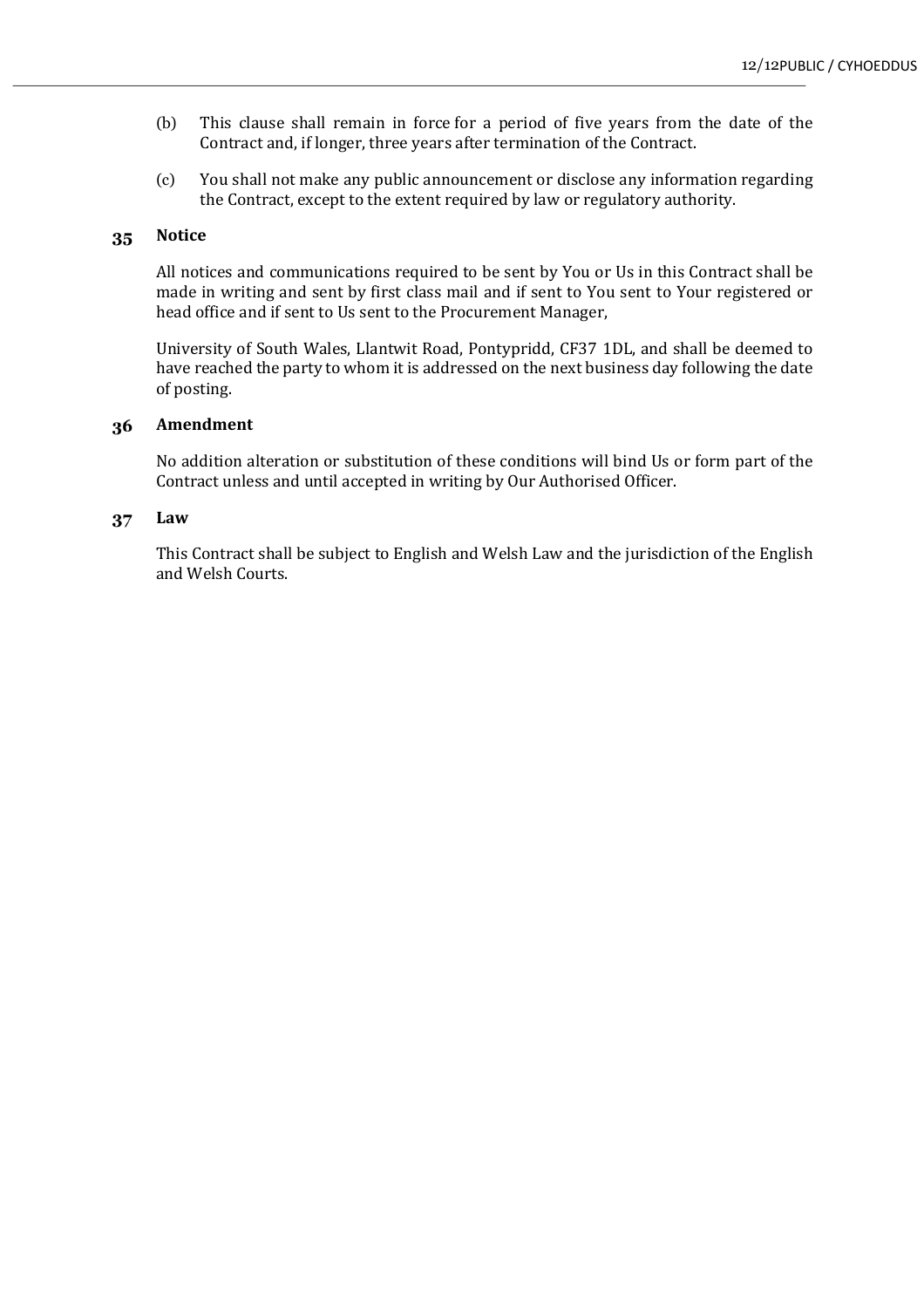(b) This clause shall remain in force for a period of five years from the date of the Contract and, if longer, three years after termination of the Contract.

(c) You shall not make any public announcement or disclose any information regarding the Contract, except to the extent required by law or regulatory authority.

## 35 Notice

All notices and communications required to be sent by You or Us in this Contract shall be made in writing and sent by first class mail and if sent to You sent to Your registered or head office and if sent to Us sent to the Procurement Manager,

University of South Wales, Llantwit Road, Pontypridd, CF37 1DL, and shall be deemed to have reached the party to whom it is addressed on the next business day following the date of posting.

## 36 Amendment

No addition alteration or substitution of these conditions will bind Us or form part of the Contract unless and until accepted in writing by Our Authorised Officer.

## 37 Law

This Contract shall be subject to English and Welsh Law and the jurisdiction of the English and Welsh Courts.